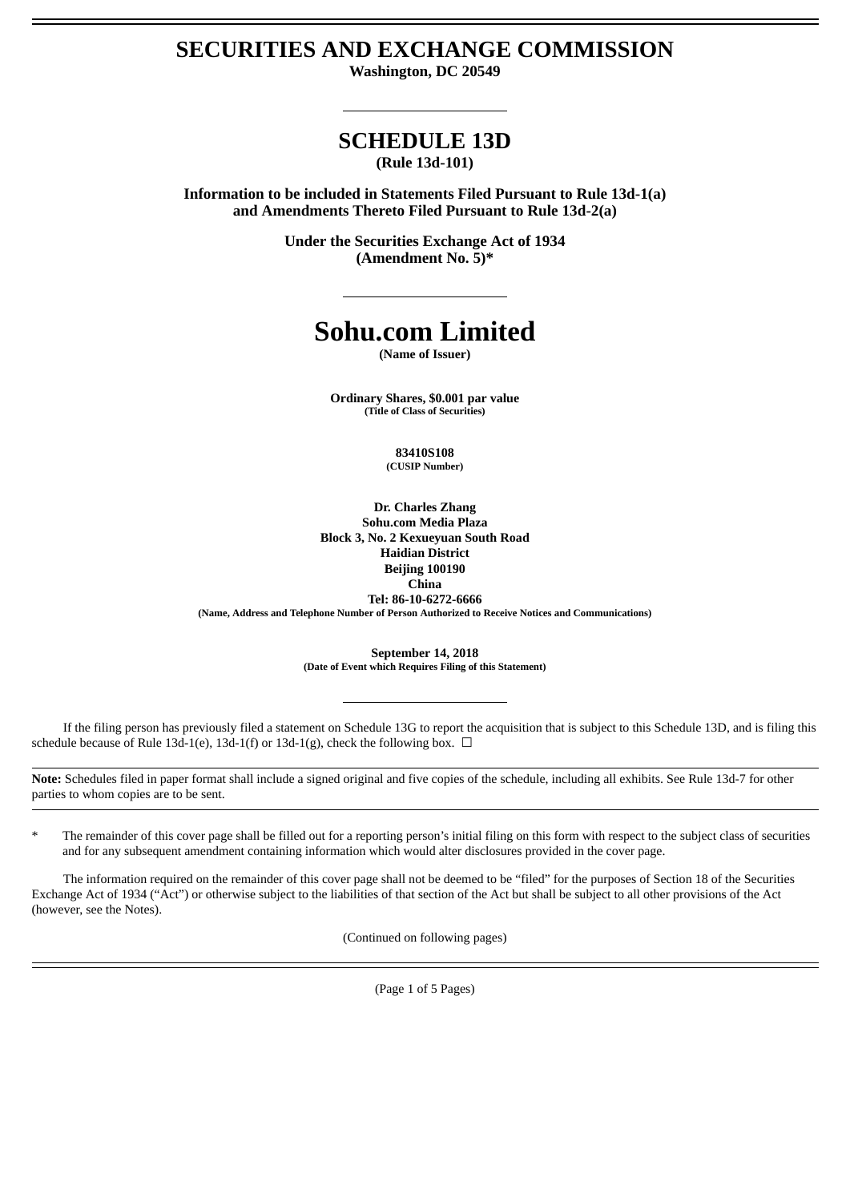# SECURITIES AND EXCHANGE COMMISSION

**Washington, DC 20549**

# SCHEDULE 13D

**(Rule 13d-101)**

**Information to be included in Statements Filed Pursuant to Rule 13d-1(a) and Amendments Thereto Filed Pursuant to Rule 13d-2(a)**

**Under the Securities Exchange Act of 1934 (Amendment No. 5)***

# Sohu.com Limited

**(Name of Issuer)**

**Ordinary Shares, $0.001 par value**
**(Title of Class of Securities)**

**83410S108**
**(CUSIP Number)**

**Dr. Charles Zhang**
**Sohu.com Media Plaza**
**Block 3, No. 2 Kexueyuan South Road**
**Haidian District**
**Beijing 100190**
**China**
**Tel: 86-10-6272-6666**
**(Name, Address and Telephone Number of Person Authorized to Receive Notices and Communications)**

**September 14, 2018**
**(Date of Event which Requires Filing of this Statement)**

If the filing person has previously filed a statement on Schedule 13G to report the acquisition that is subject to this Schedule 13D, and is filing this schedule because of Rule 13d-1(e), 13d-1(f) or 13d-1(g), check the following box. ☐

**Note:** Schedules filed in paper format shall include a signed original and five copies of the schedule, including all exhibits. See Rule 13d-7 for other parties to whom copies are to be sent.

\* The remainder of this cover page shall be filled out for a reporting person's initial filing on this form with respect to the subject class of securities and for any subsequent amendment containing information which would alter disclosures provided in the cover page.

The information required on the remainder of this cover page shall not be deemed to be "filed" for the purposes of Section 18 of the Securities Exchange Act of 1934 ("Act") or otherwise subject to the liabilities of that section of the Act but shall be subject to all other provisions of the Act (however, see the Notes).

(Continued on following pages)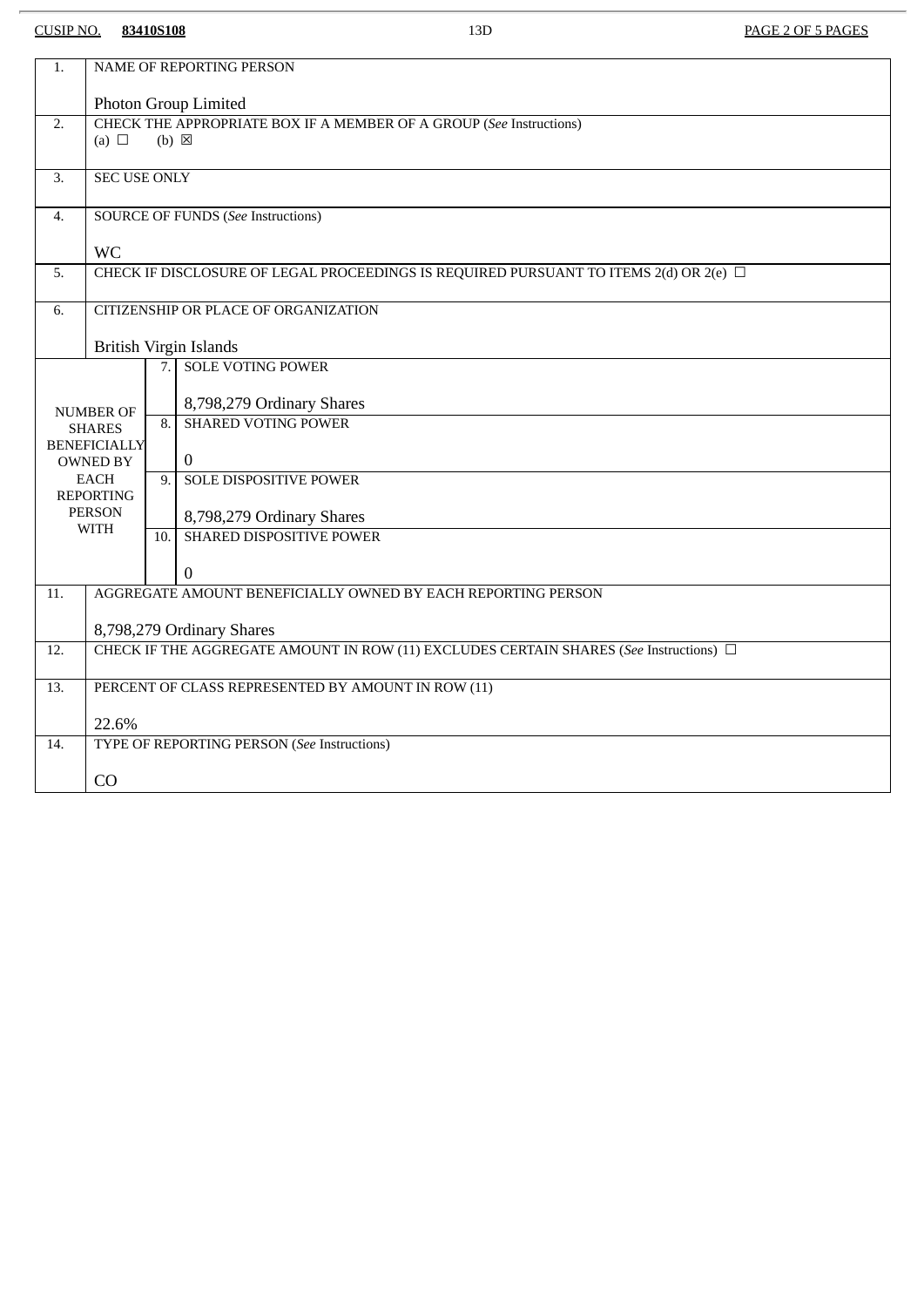| | | | |
|---|---|---|---|
| 1. | NAME OF REPORTING PERSON<br><br>Photon Group Limited | | |
| 2. | CHECK THE APPROPRIATE BOX IF A MEMBER OF A GROUP (*See* Instructions)<br>(a) ☐ (b) ☒ | | |
| 3. | SEC USE ONLY | | |
| 4. | SOURCE OF FUNDS (*See* Instructions)<br><br>WC | | |
| 5. | CHECK IF DISCLOSURE OF LEGAL PROCEEDINGS IS REQUIRED PURSUANT TO ITEMS 2(d) OR 2(e) ☐ | | |
| 6. | CITIZENSHIP OR PLACE OF ORGANIZATION<br><br>British Virgin Islands | | |
| NUMBER OF SHARES BENEFICIALLY OWNED BY EACH REPORTING PERSON WITH | | 7. | SOLE VOTING POWER<br><br>8,798,279 Ordinary Shares |
| | | 8. | SHARED VOTING POWER<br><br>0 |
| | | 9. | SOLE DISPOSITIVE POWER<br><br>8,798,279 Ordinary Shares |
| | | 10. | SHARED DISPOSITIVE POWER<br><br>0 |
| 11. | AGGREGATE AMOUNT BENEFICIALLY OWNED BY EACH REPORTING PERSON<br><br>8,798,279 Ordinary Shares | | |
| 12. | CHECK IF THE AGGREGATE AMOUNT IN ROW (11) EXCLUDES CERTAIN SHARES (*See* Instructions) ☐ | | |
| 13. | PERCENT OF CLASS REPRESENTED BY AMOUNT IN ROW (11)<br><br>22.6% | | |
| 14. | TYPE OF REPORTING PERSON (*See* Instructions)<br><br>CO | | |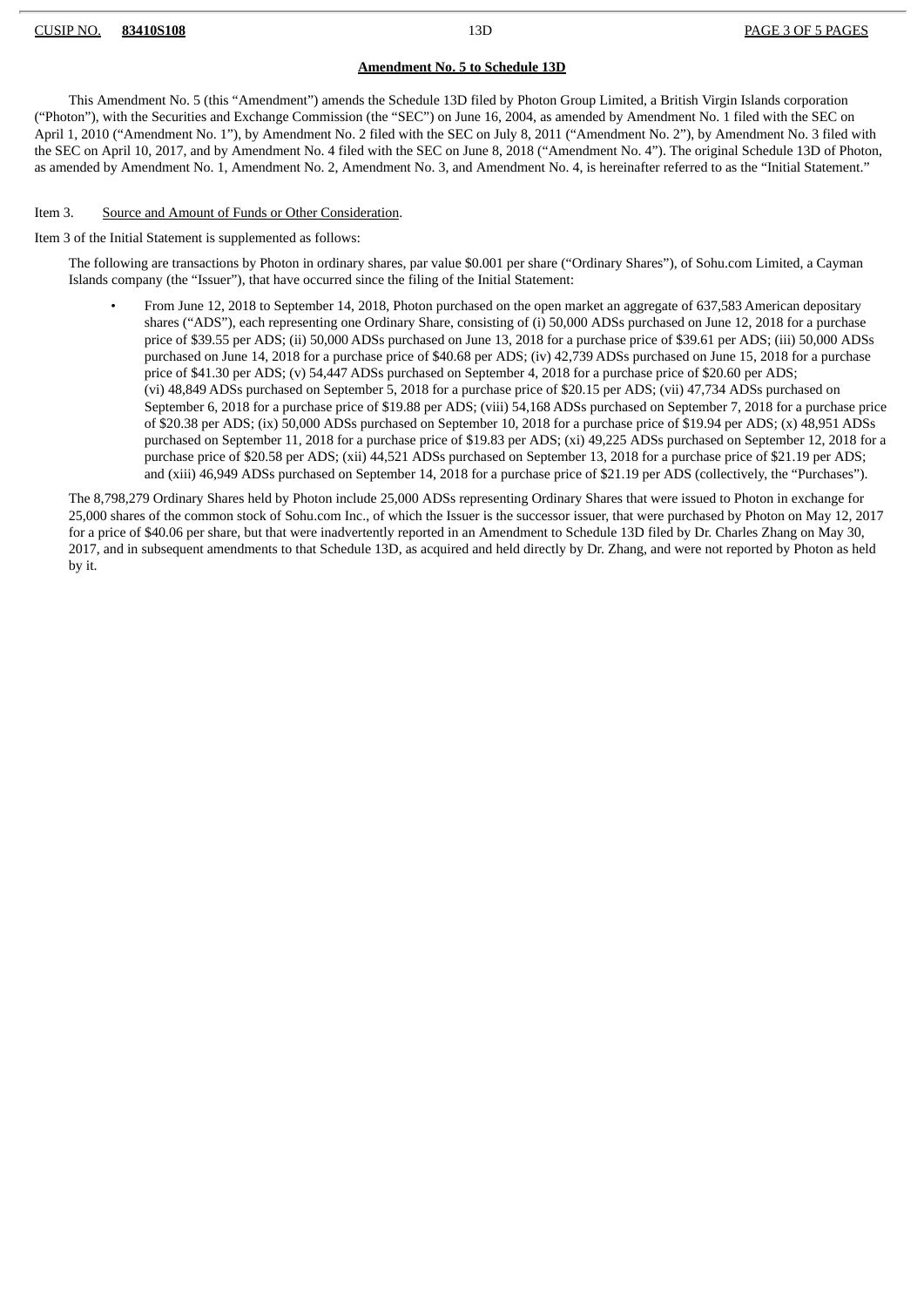## Amendment No. 5 to Schedule 13D

This Amendment No. 5 (this "Amendment") amends the Schedule 13D filed by Photon Group Limited, a British Virgin Islands corporation ("Photon"), with the Securities and Exchange Commission (the "SEC") on June 16, 2004, as amended by Amendment No. 1 filed with the SEC on April 1, 2010 ("Amendment No. 1"), by Amendment No. 2 filed with the SEC on July 8, 2011 ("Amendment No. 2"), by Amendment No. 3 filed with the SEC on April 10, 2017, and by Amendment No. 4 filed with the SEC on June 8, 2018 ("Amendment No. 4"). The original Schedule 13D of Photon, as amended by Amendment No. 1, Amendment No. 2, Amendment No. 3, and Amendment No. 4, is hereinafter referred to as the "Initial Statement."

Item 3. Source and Amount of Funds or Other Consideration.

Item 3 of the Initial Statement is supplemented as follows:

The following are transactions by Photon in ordinary shares, par value $0.001 per share ("Ordinary Shares"), of Sohu.com Limited, a Cayman Islands company (the "Issuer"), that have occurred since the filing of the Initial Statement:

- From June 12, 2018 to September 14, 2018, Photon purchased on the open market an aggregate of 637,583 American depositary shares ("ADS"), each representing one Ordinary Share, consisting of (i) 50,000 ADSs purchased on June 12, 2018 for a purchase price of $39.55 per ADS; (ii) 50,000 ADSs purchased on June 13, 2018 for a purchase price of $39.61 per ADS; (iii) 50,000 ADSs purchased on June 14, 2018 for a purchase price of $40.68 per ADS; (iv) 42,739 ADSs purchased on June 15, 2018 for a purchase price of $41.30 per ADS; (v) 54,447 ADSs purchased on September 4, 2018 for a purchase price of $20.60 per ADS; (vi) 48,849 ADSs purchased on September 5, 2018 for a purchase price of $20.15 per ADS; (vii) 47,734 ADSs purchased on September 6, 2018 for a purchase price of $19.88 per ADS; (viii) 54,168 ADSs purchased on September 7, 2018 for a purchase price of $20.38 per ADS; (ix) 50,000 ADSs purchased on September 10, 2018 for a purchase price of $19.94 per ADS; (x) 48,951 ADSs purchased on September 11, 2018 for a purchase price of $19.83 per ADS; (xi) 49,225 ADSs purchased on September 12, 2018 for a purchase price of $20.58 per ADS; (xii) 44,521 ADSs purchased on September 13, 2018 for a purchase price of $21.19 per ADS; and (xiii) 46,949 ADSs purchased on September 14, 2018 for a purchase price of $21.19 per ADS (collectively, the "Purchases").

The 8,798,279 Ordinary Shares held by Photon include 25,000 ADSs representing Ordinary Shares that were issued to Photon in exchange for 25,000 shares of the common stock of Sohu.com Inc., of which the Issuer is the successor issuer, that were purchased by Photon on May 12, 2017 for a price of $40.06 per share, but that were inadvertently reported in an Amendment to Schedule 13D filed by Dr. Charles Zhang on May 30, 2017, and in subsequent amendments to that Schedule 13D, as acquired and held directly by Dr. Zhang, and were not reported by Photon as held by it.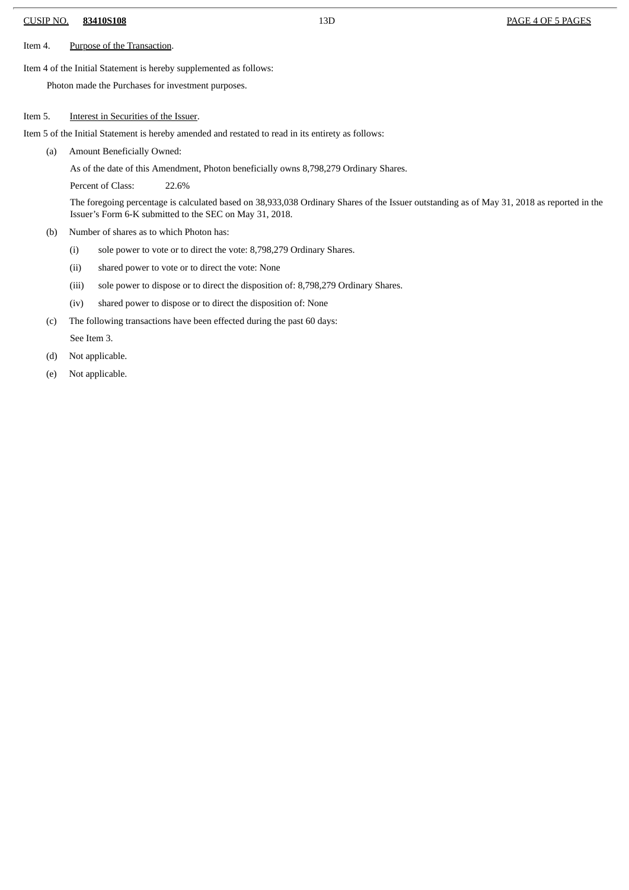Item 4. Purpose of the Transaction.

Item 4 of the Initial Statement is hereby supplemented as follows:

Photon made the Purchases for investment purposes.

Item 5. Interest in Securities of the Issuer.

Item 5 of the Initial Statement is hereby amended and restated to read in its entirety as follows:

(a) Amount Beneficially Owned:

As of the date of this Amendment, Photon beneficially owns 8,798,279 Ordinary Shares.

Percent of Class: 22.6%

The foregoing percentage is calculated based on 38,933,038 Ordinary Shares of the Issuer outstanding as of May 31, 2018 as reported in the Issuer's Form 6-K submitted to the SEC on May 31, 2018.

(b) Number of shares as to which Photon has:

(i) sole power to vote or to direct the vote: 8,798,279 Ordinary Shares.

(ii) shared power to vote or to direct the vote: None

(iii) sole power to dispose or to direct the disposition of: 8,798,279 Ordinary Shares.

(iv) shared power to dispose or to direct the disposition of: None

(c) The following transactions have been effected during the past 60 days:

See Item 3.

(d) Not applicable.

(e) Not applicable.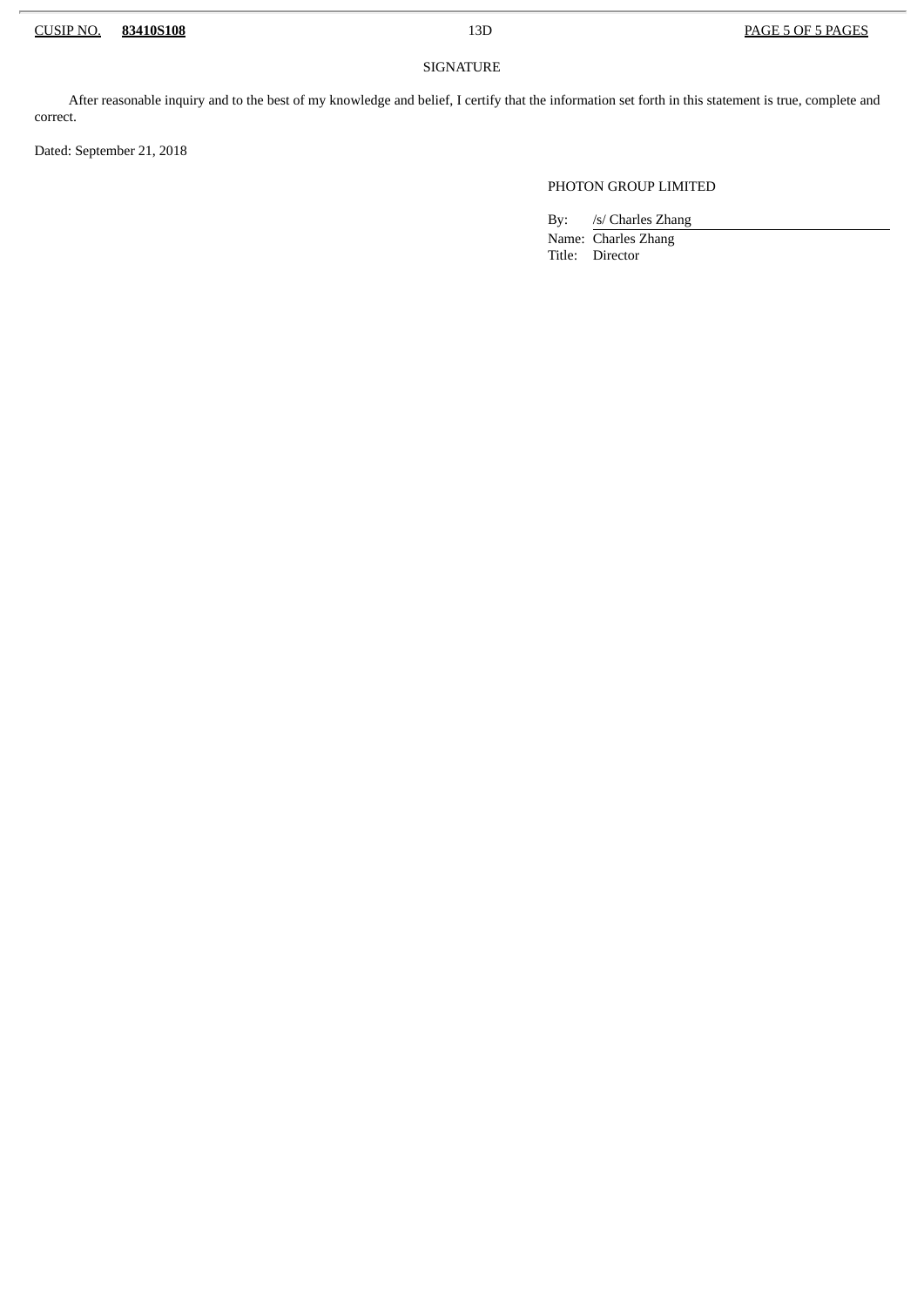SIGNATURE

After reasonable inquiry and to the best of my knowledge and belief, I certify that the information set forth in this statement is true, complete and correct.

Dated: September 21, 2018

PHOTON GROUP LIMITED

By: /s/ Charles Zhang

Name: Charles Zhang

Title: Director